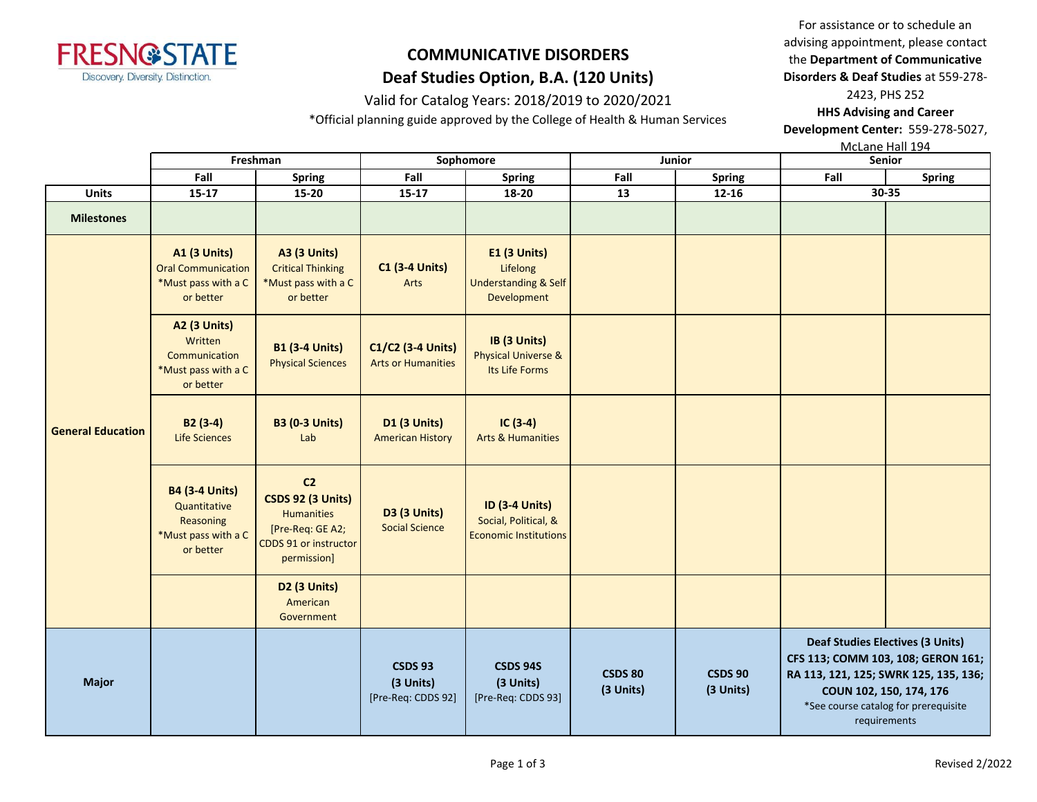FRESNO STATE
Discovery. Diversity. Distinction.

# COMMUNICATIVE DISORDERS
## Deaf Studies Option, B.A. (120 Units)

Valid for Catalog Years: 2018/2019 to 2020/2021

*Official planning guide approved by the College of Health & Human Services

For assistance or to schedule an advising appointment, please contact the **Department of Communicative Disorders & Deaf Studies** at 559-278-2423, PHS 252

**HHS Advising and Career Development Center:** 559-278-5027, McLane Hall 194

| | Freshman | | Sophomore | | Junior | | Senior | |
|---|---|---|---|---|---|---|---|---|
| | **Fall** | **Spring** | **Fall** | **Spring** | **Fall** | **Spring** | **Fall** | **Spring** |
| **Units** | **15-17** | **15-20** | **15-17** | **18-20** | **13** | **12-16** | **30-35** | |
| **Milestones** | | | | | | | | |
| **General Education** | **A1 (3 Units)** Oral Communication *Must pass with a C or better | **A3 (3 Units)** Critical Thinking *Must pass with a C or better | **C1 (3-4 Units)** Arts | **E1 (3 Units)** Lifelong Understanding & Self Development | | | | |
| | **A2 (3 Units)** Written Communication *Must pass with a C or better | **B1 (3-4 Units)** Physical Sciences | **C1/C2 (3-4 Units)** Arts or Humanities | **IB (3 Units)** Physical Universe & Its Life Forms | | | | |
| | **B2 (3-4)** Life Sciences | **B3 (0-3 Units)** Lab | **D1 (3 Units)** American History | **IC (3-4)** Arts & Humanities | | | | |
| | **B4 (3-4 Units)** Quantitative Reasoning *Must pass with a C or better | **C2 CSDS 92 (3 Units)** Humanities [Pre-Req: GE A2; CDDS 91 or instructor permission] | **D3 (3 Units)** Social Science | **ID (3-4 Units)** Social, Political, & Economic Institutions | | | | |
| | | **D2 (3 Units)** American Government | | | | | | |
| **Major** | | | **CSDS 93 (3 Units)** [Pre-Req: CDDS 92] | **CSDS 94S (3 Units)** [Pre-Req: CDDS 93] | **CSDS 80 (3 Units)** | **CSDS 90 (3 Units)** | **Deaf Studies Electives (3 Units)** CFS 113; COMM 103, 108; GERON 161; RA 113, 121, 125; SWRK 125, 135, 136; COUN 102, 150, 174, 176 *See course catalog for prerequisite requirements | |

Revised 2/2022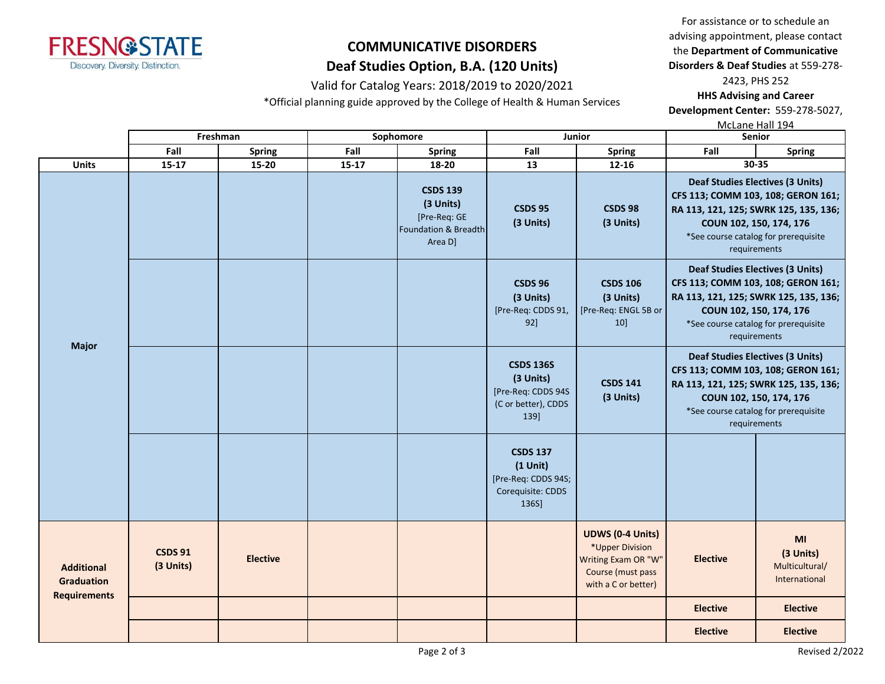# COMMUNICATIVE DISORDERS

## Deaf Studies Option, B.A. (120 Units)

Valid for Catalog Years: 2018/2019 to 2020/2021

*Official planning guide approved by the College of Health & Human Services

For assistance or to schedule an advising appointment, please contact the **Department of Communicative Disorders & Deaf Studies** at 559-278-2423, PHS 252

**HHS Advising and Career Development Center:** 559-278-5027, McLane Hall 194

| | Freshman | | Sophomore | | Junior | | Senior | |
|---|---|---|---|---|---|---|---|---|
| | **Fall** | **Spring** | **Fall** | **Spring** | **Fall** | **Spring** | **Fall** | **Spring** |
| **Units** | **15-17** | **15-20** | **15-17** | **18-20** | **13** | **12-16** | **30-35** | |
| **Major** | | | | **CSDS 139 (3 Units)** [Pre-Req: GE Foundation & Breadth Area D] | **CSDS 95 (3 Units)** | **CSDS 98 (3 Units)** | **Deaf Studies Electives (3 Units)** **CFS 113; COMM 103, 108; GERON 161; RA 113, 121, 125; SWRK 125, 135, 136; COUN 102, 150, 174, 176** *See course catalog for prerequisite requirements | |
| **Major** | | | | | **CSDS 96 (3 Units)** [Pre-Req: CDDS 91, 92] | **CSDS 106 (3 Units)** [Pre-Req: ENGL 5B or 10] | **Deaf Studies Electives (3 Units)** **CFS 113; COMM 103, 108; GERON 161; RA 113, 121, 125; SWRK 125, 135, 136; COUN 102, 150, 174, 176** *See course catalog for prerequisite requirements | |
| **Major** | | | | | **CSDS 136S (3 Units)** [Pre-Req: CDDS 94S (C or better), CDDS 139] | **CSDS 141 (3 Units)** | **Deaf Studies Electives (3 Units)** **CFS 113; COMM 103, 108; GERON 161; RA 113, 121, 125; SWRK 125, 135, 136; COUN 102, 150, 174, 176** *See course catalog for prerequisite requirements | |
| **Major** | | | | | **CSDS 137 (1 Unit)** [Pre-Req: CDDS 94S; Corequisite: CDDS 136S] | | | |
| **Additional Graduation Requirements** | **CSDS 91 (3 Units)** | **Elective** | | | | **UDWS (0-4 Units)** *Upper Division Writing Exam OR "W" Course (must pass with a C or better) | **Elective** | **MI (3 Units)** Multicultural/ International |
| **Additional Graduation Requirements** | | | | | | | **Elective** | **Elective** |
| **Additional Graduation Requirements** | | | | | | | **Elective** | **Elective** |

Revised 2/2022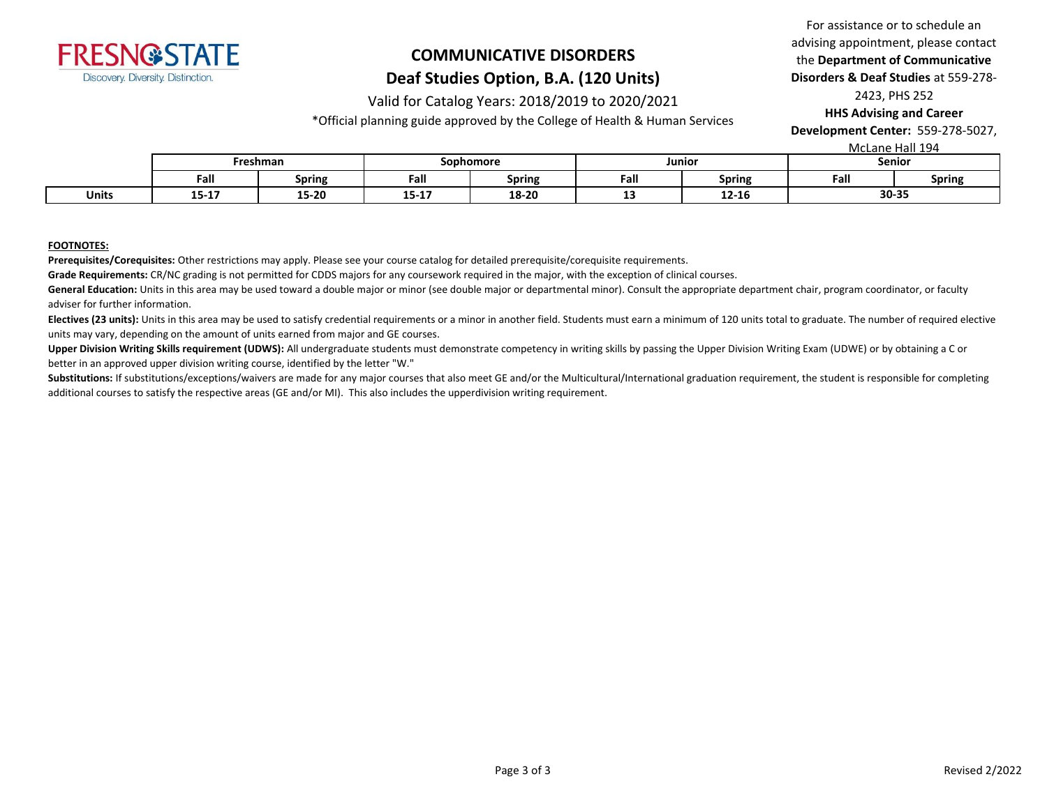# COMMUNICATIVE DISORDERS

## Deaf Studies Option, B.A. (120 Units)

Valid for Catalog Years: 2018/2019 to 2020/2021

*Official planning guide approved by the College of Health & Human Services

For assistance or to schedule an advising appointment, please contact the **Department of Communicative Disorders & Deaf Studies** at 559-278-2423, PHS 252

**HHS Advising and Career Development Center:** 559-278-5027, McLane Hall 194

| | Freshman | | Sophomore | | Junior | | Senior | |
|---|---|---|---|---|---|---|---|---|
| | Fall | Spring | Fall | Spring | Fall | Spring | Fall | Spring |
| **Units** | 15-17 | 15-20 | 15-17 | 18-20 | 13 | 12-16 | 30-35 | |

**FOOTNOTES:**

**Prerequisites/Corequisites:** Other restrictions may apply. Please see your course catalog for detailed prerequisite/corequisite requirements.

**Grade Requirements:** CR/NC grading is not permitted for CDDS majors for any coursework required in the major, with the exception of clinical courses.

**General Education:** Units in this area may be used toward a double major or minor (see double major or departmental minor). Consult the appropriate department chair, program coordinator, or faculty adviser for further information.

**Electives (23 units):** Units in this area may be used to satisfy credential requirements or a minor in another field. Students must earn a minimum of 120 units total to graduate. The number of required elective units may vary, depending on the amount of units earned from major and GE courses.

**Upper Division Writing Skills requirement (UDWS):** All undergraduate students must demonstrate competency in writing skills by passing the Upper Division Writing Exam (UDWE) or by obtaining a C or better in an approved upper division writing course, identified by the letter "W."

**Substitutions:** If substitutions/exceptions/waivers are made for any major courses that also meet GE and/or the Multicultural/International graduation requirement, the student is responsible for completing additional courses to satisfy the respective areas (GE and/or MI). This also includes the upperdivision writing requirement.

Revised 2/2022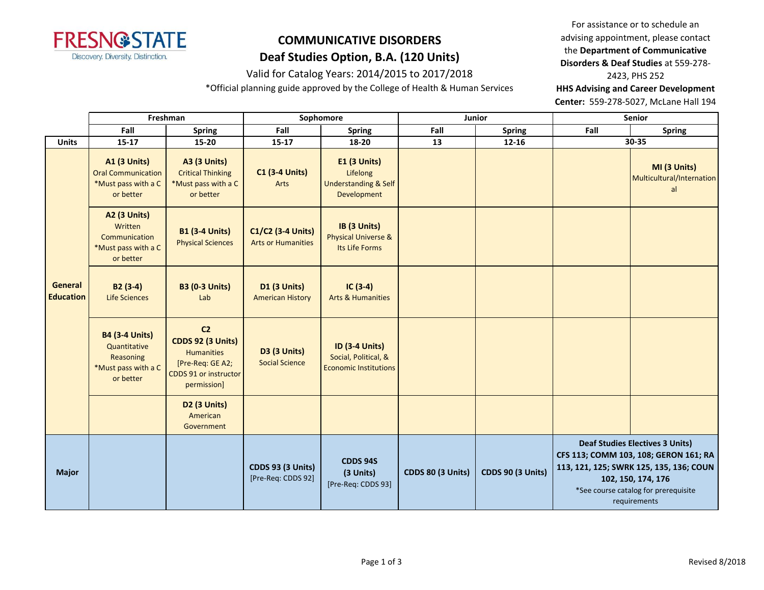# COMMUNICATIVE DISORDERS

## Deaf Studies Option, B.A. (120 Units)

Valid for Catalog Years: 2014/2015 to 2017/2018

*Official planning guide approved by the College of Health & Human Services

For assistance or to schedule an advising appointment, please contact the **Department of Communicative Disorders & Deaf Studies** at 559-278-2423, PHS 252

**HHS Advising and Career Development Center:** 559-278-5027, McLane Hall 194

| | Freshman | | Sophomore | | Junior | | Senior | |
|---|---|---|---|---|---|---|---|---|
| | **Fall** | **Spring** | **Fall** | **Spring** | **Fall** | **Spring** | **Fall** | **Spring** |
| **Units** | **15-17** | **15-20** | **15-17** | **18-20** | **13** | **12-16** | **30-35** | |
| **General Education** | **A1 (3 Units)** Oral Communication *Must pass with a C or better | **A3 (3 Units)** Critical Thinking *Must pass with a C or better | **C1 (3-4 Units)** Arts | **E1 (3 Units)** Lifelong Understanding & Self Development | | | | **MI (3 Units)** Multicultural/International |
| | **A2 (3 Units)** Written Communication *Must pass with a C or better | **B1 (3-4 Units)** Physical Sciences | **C1/C2 (3-4 Units)** Arts or Humanities | **IB (3 Units)** Physical Universe & Its Life Forms | | | | |
| | **B2 (3-4)** Life Sciences | **B3 (0-3 Units)** Lab | **D1 (3 Units)** American History | **IC (3-4)** Arts & Humanities | | | | |
| | **B4 (3-4 Units)** Quantitative Reasoning *Must pass with a C or better | **C2 CDDS 92 (3 Units)** Humanities [Pre-Req: GE A2; CDDS 91 or instructor permission] | **D3 (3 Units)** Social Science | **ID (3-4 Units)** Social, Political, & Economic Institutions | | | | |
| | | **D2 (3 Units)** American Government | | | | | | |
| **Major** | | | **CDDS 93 (3 Units)** [Pre-Req: CDDS 92] | **CDDS 94S (3 Units)** [Pre-Req: CDDS 93] | **CDDS 80 (3 Units)** | **CDDS 90 (3 Units)** | **Deaf Studies Electives 3 Units) CFS 113; COMM 103, 108; GERON 161; RA 113, 121, 125; SWRK 125, 135, 136; COUN 102, 150, 174, 176** *See course catalog for prerequisite requirements | |

Revised 8/2018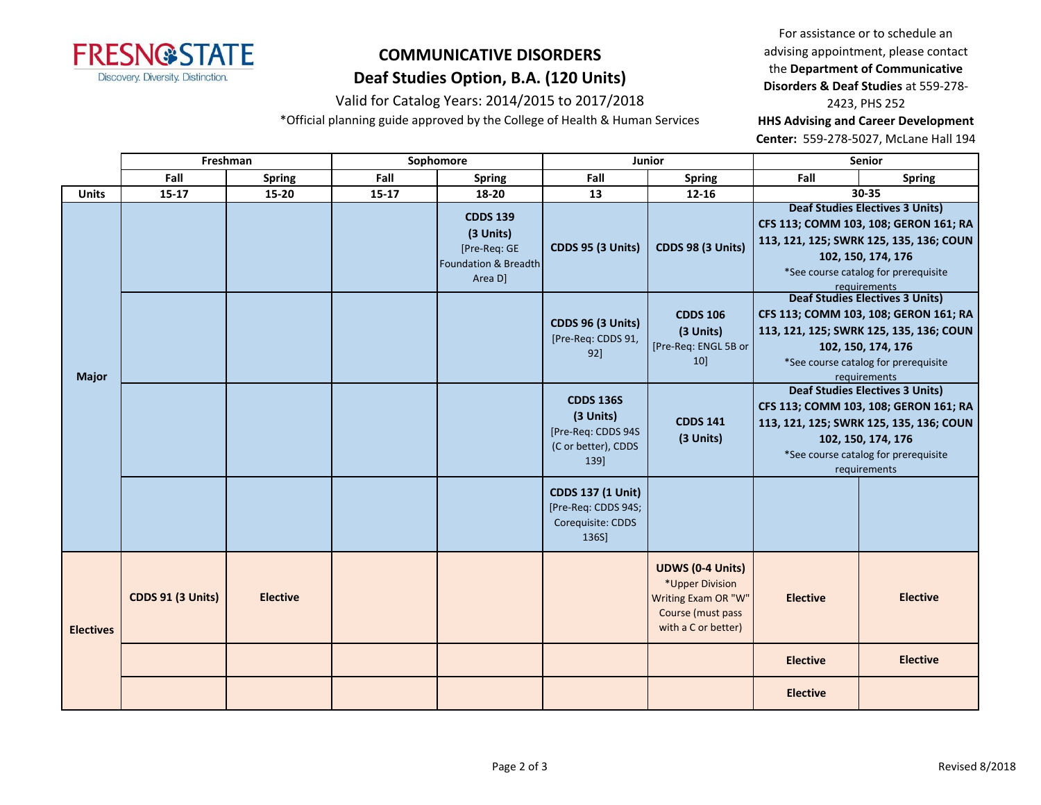# COMMUNICATIVE DISORDERS

## Deaf Studies Option, B.A. (120 Units)

Valid for Catalog Years: 2014/2015 to 2017/2018

*Official planning guide approved by the College of Health & Human Services

For assistance or to schedule an advising appointment, please contact the **Department of Communicative Disorders & Deaf Studies** at 559-278-2423, PHS 252

**HHS Advising and Career Development Center:** 559-278-5027, McLane Hall 194

| | Freshman | | Sophomore | | Junior | | Senior | |
|---|---|---|---|---|---|---|---|---|
| | **Fall** | **Spring** | **Fall** | **Spring** | **Fall** | **Spring** | **Fall** | **Spring** |
| **Units** | **15-17** | **15-20** | **15-17** | **18-20** | **13** | **12-16** | **30-35** | |
| **Major** | | | | **CDDS 139 (3 Units)** [Pre-Req: GE Foundation & Breadth Area D] | **CDDS 95 (3 Units)** | **CDDS 98 (3 Units)** | **Deaf Studies Electives 3 Units) CFS 113; COMM 103, 108; GERON 161; RA 113, 121, 125; SWRK 125, 135, 136; COUN 102, 150, 174, 176** *See course catalog for prerequisite requirements | |
| **Major** | | | | | **CDDS 96 (3 Units)** [Pre-Req: CDDS 91, 92] | **CDDS 106 (3 Units)** [Pre-Req: ENGL 5B or 10] | **Deaf Studies Electives 3 Units) CFS 113; COMM 103, 108; GERON 161; RA 113, 121, 125; SWRK 125, 135, 136; COUN 102, 150, 174, 176** *See course catalog for prerequisite requirements | |
| **Major** | | | | | **CDDS 136S (3 Units)** [Pre-Req: CDDS 94S (C or better), CDDS 139] | **CDDS 141 (3 Units)** | **Deaf Studies Electives 3 Units) CFS 113; COMM 103, 108; GERON 161; RA 113, 121, 125; SWRK 125, 135, 136; COUN 102, 150, 174, 176** *See course catalog for prerequisite requirements | |
| **Major** | | | | | **CDDS 137 (1 Unit)** [Pre-Req: CDDS 94S; Corequisite: CDDS 136S] | | | |
| **Electives** | **CDDS 91 (3 Units)** | **Elective** | | | | **UDWS (0-4 Units)** *Upper Division Writing Exam OR "W" Course (must pass with a C or better) | **Elective** | **Elective** |
| **Electives** | | | | | | | **Elective** | **Elective** |
| **Electives** | | | | | | | **Elective** | |

Revised 8/2018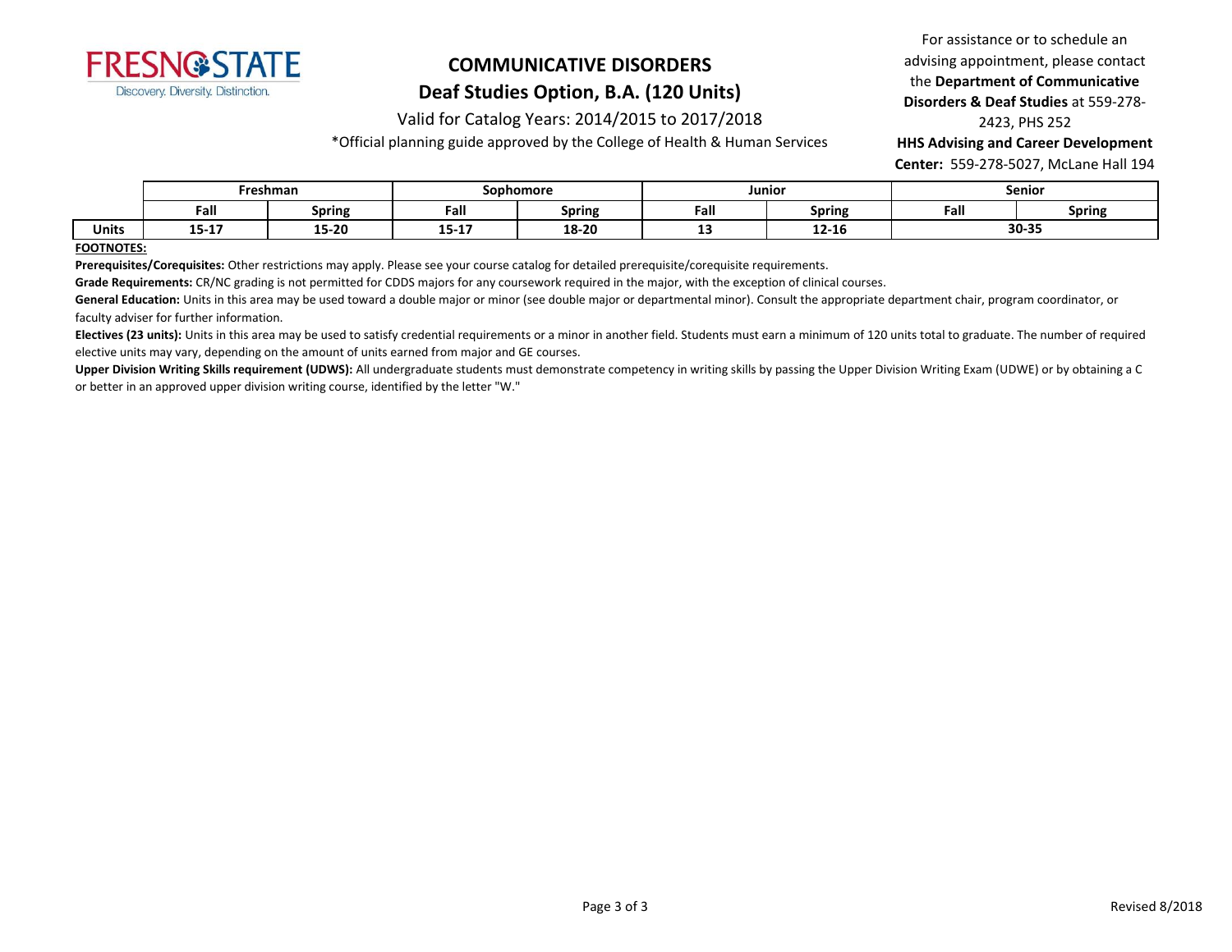FRESNO STATE
Discovery. Diversity. Distinction.

# COMMUNICATIVE DISORDERS

## Deaf Studies Option, B.A. (120 Units)

Valid for Catalog Years: 2014/2015 to 2017/2018

*Official planning guide approved by the College of Health & Human Services

For assistance or to schedule an advising appointment, please contact the **Department of Communicative Disorders & Deaf Studies** at 559-278-2423, PHS 252

**HHS Advising and Career Development Center:** 559-278-5027, McLane Hall 194

| | Freshman | | Sophomore | | Junior | | Senior | |
|---|---|---|---|---|---|---|---|---|
| | **Fall** | **Spring** | **Fall** | **Spring** | **Fall** | **Spring** | **Fall** | **Spring** |
| **Units** | **15-17** | **15-20** | **15-17** | **18-20** | **13** | **12-16** | **30-35** | |

**FOOTNOTES:**

**Prerequisites/Corequisites:** Other restrictions may apply. Please see your course catalog for detailed prerequisite/corequisite requirements.

**Grade Requirements:** CR/NC grading is not permitted for CDDS majors for any coursework required in the major, with the exception of clinical courses.

**General Education:** Units in this area may be used toward a double major or minor (see double major or departmental minor). Consult the appropriate department chair, program coordinator, or faculty adviser for further information.

**Electives (23 units):** Units in this area may be used to satisfy credential requirements or a minor in another field. Students must earn a minimum of 120 units total to graduate. The number of required elective units may vary, depending on the amount of units earned from major and GE courses.

**Upper Division Writing Skills requirement (UDWS):** All undergraduate students must demonstrate competency in writing skills by passing the Upper Division Writing Exam (UDWE) or by obtaining a C or better in an approved upper division writing course, identified by the letter "W."

Revised 8/2018